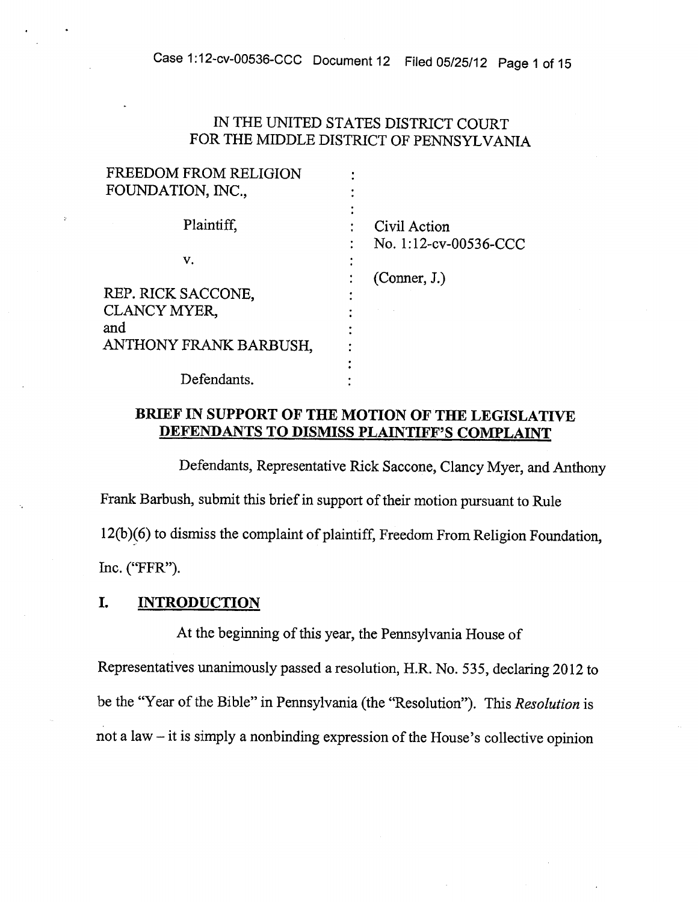IN THE UNITED STATES DISTRICT COURT
FOR THE MIDDLE DISTRICT OF PENNSYLVANIA

| | | |
|---|---|---|
| FREEDOM FROM RELIGION FOUNDATION, INC., | : | |
| Plaintiff, | : | Civil Action No. 1:12-cv-00536-CCC |
| v. | : | (Conner, J.) |
| REP. RICK SACCONE, CLANCY MYER, and ANTHONY FRANK BARBUSH, | : | |
| Defendants. | : | |

## BRIEF IN SUPPORT OF THE MOTION OF THE LEGISLATIVE DEFENDANTS TO DISMISS PLAINTIFF'S COMPLAINT

Defendants, Representative Rick Saccone, Clancy Myer, and Anthony Frank Barbush, submit this brief in support of their motion pursuant to Rule 12(b)(6) to dismiss the complaint of plaintiff, Freedom From Religion Foundation, Inc. ("FFR").

## I. INTRODUCTION

At the beginning of this year, the Pennsylvania House of Representatives unanimously passed a resolution, H.R. No. 535, declaring 2012 to be the "Year of the Bible" in Pennsylvania (the "Resolution"). This *Resolution* is not a law – it is simply a nonbinding expression of the House's collective opinion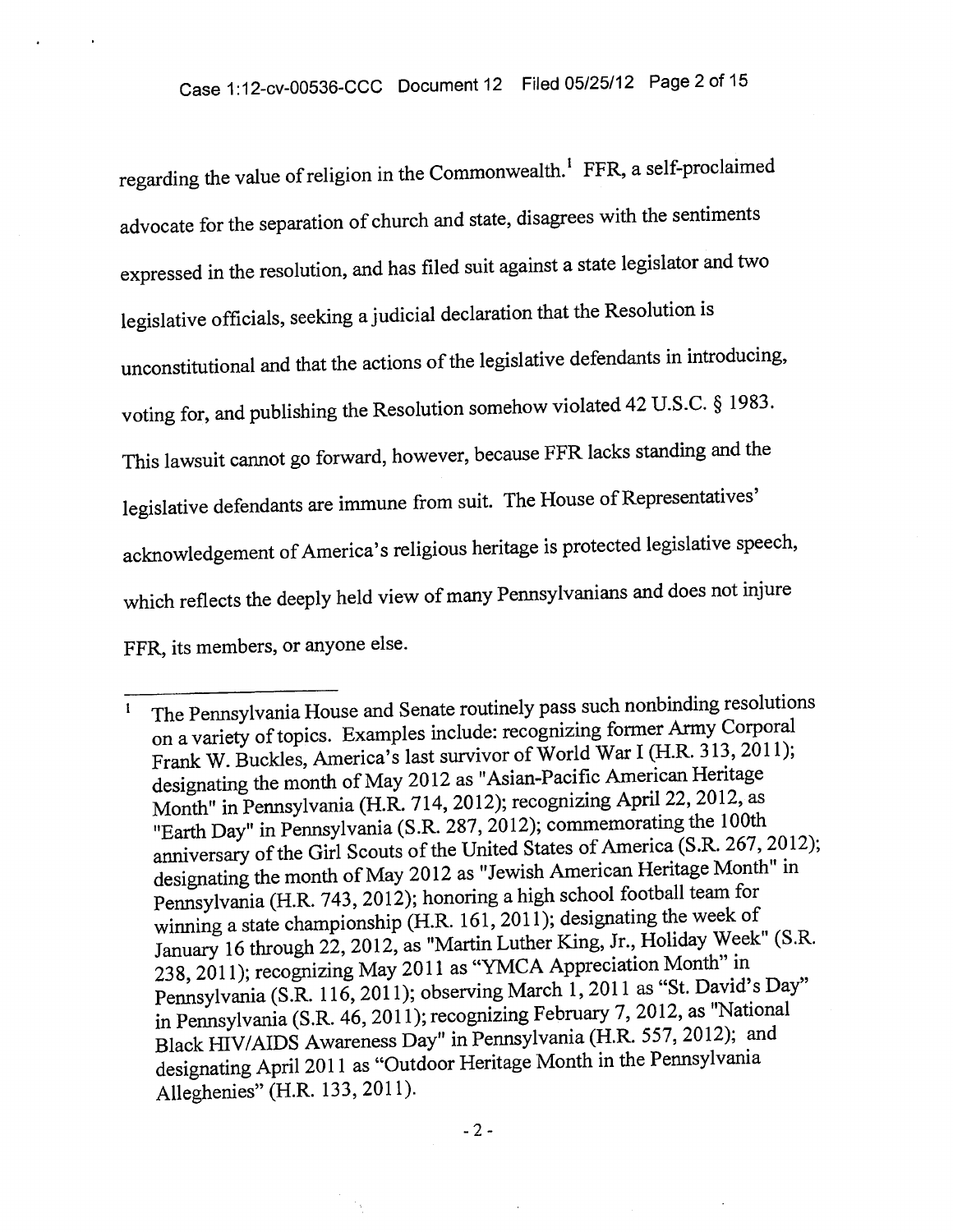regarding the value of religion in the Commonwealth.[1] FFR, a self-proclaimed advocate for the separation of church and state, disagrees with the sentiments expressed in the resolution, and has filed suit against a state legislator and two legislative officials, seeking a judicial declaration that the Resolution is unconstitutional and that the actions of the legislative defendants in introducing, voting for, and publishing the Resolution somehow violated 42 U.S.C. § 1983. This lawsuit cannot go forward, however, because FFR lacks standing and the legislative defendants are immune from suit. The House of Representatives' acknowledgement of America's religious heritage is protected legislative speech, which reflects the deeply held view of many Pennsylvanians and does not injure FFR, its members, or anyone else.

---

[1] The Pennsylvania House and Senate routinely pass such nonbinding resolutions on a variety of topics. Examples include: recognizing former Army Corporal Frank W. Buckles, America's last survivor of World War I (H.R. 313, 2011); designating the month of May 2012 as "Asian-Pacific American Heritage Month" in Pennsylvania (H.R. 714, 2012); recognizing April 22, 2012, as "Earth Day" in Pennsylvania (S.R. 287, 2012); commemorating the 100th anniversary of the Girl Scouts of the United States of America (S.R. 267, 2012); designating the month of May 2012 as "Jewish American Heritage Month" in Pennsylvania (H.R. 743, 2012); honoring a high school football team for winning a state championship (H.R. 161, 2011); designating the week of January 16 through 22, 2012, as "Martin Luther King, Jr., Holiday Week" (S.R. 238, 2011); recognizing May 2011 as "YMCA Appreciation Month" in Pennsylvania (S.R. 116, 2011); observing March 1, 2011 as "St. David's Day" in Pennsylvania (S.R. 46, 2011); recognizing February 7, 2012, as "National Black HIV/AIDS Awareness Day" in Pennsylvania (H.R. 557, 2012); and designating April 2011 as "Outdoor Heritage Month in the Pennsylvania Alleghenies" (H.R. 133, 2011).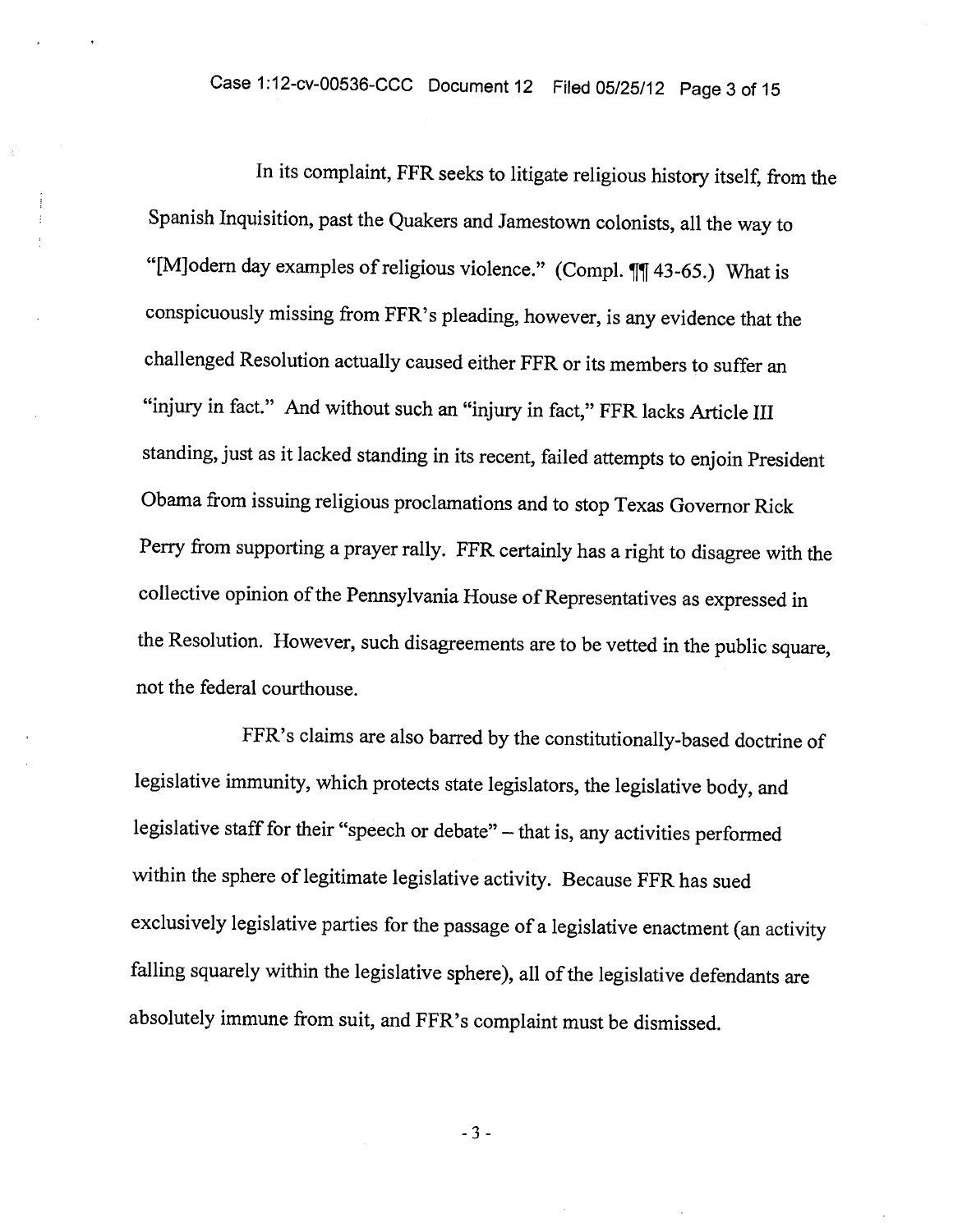In its complaint, FFR seeks to litigate religious history itself, from the Spanish Inquisition, past the Quakers and Jamestown colonists, all the way to "[M]odern day examples of religious violence." (Compl. ¶¶ 43-65.) What is conspicuously missing from FFR's pleading, however, is any evidence that the challenged Resolution actually caused either FFR or its members to suffer an "injury in fact." And without such an "injury in fact," FFR lacks Article III standing, just as it lacked standing in its recent, failed attempts to enjoin President Obama from issuing religious proclamations and to stop Texas Governor Rick Perry from supporting a prayer rally. FFR certainly has a right to disagree with the collective opinion of the Pennsylvania House of Representatives as expressed in the Resolution. However, such disagreements are to be vetted in the public square, not the federal courthouse.

FFR's claims are also barred by the constitutionally-based doctrine of legislative immunity, which protects state legislators, the legislative body, and legislative staff for their "speech or debate" – that is, any activities performed within the sphere of legitimate legislative activity. Because FFR has sued exclusively legislative parties for the passage of a legislative enactment (an activity falling squarely within the legislative sphere), all of the legislative defendants are absolutely immune from suit, and FFR's complaint must be dismissed.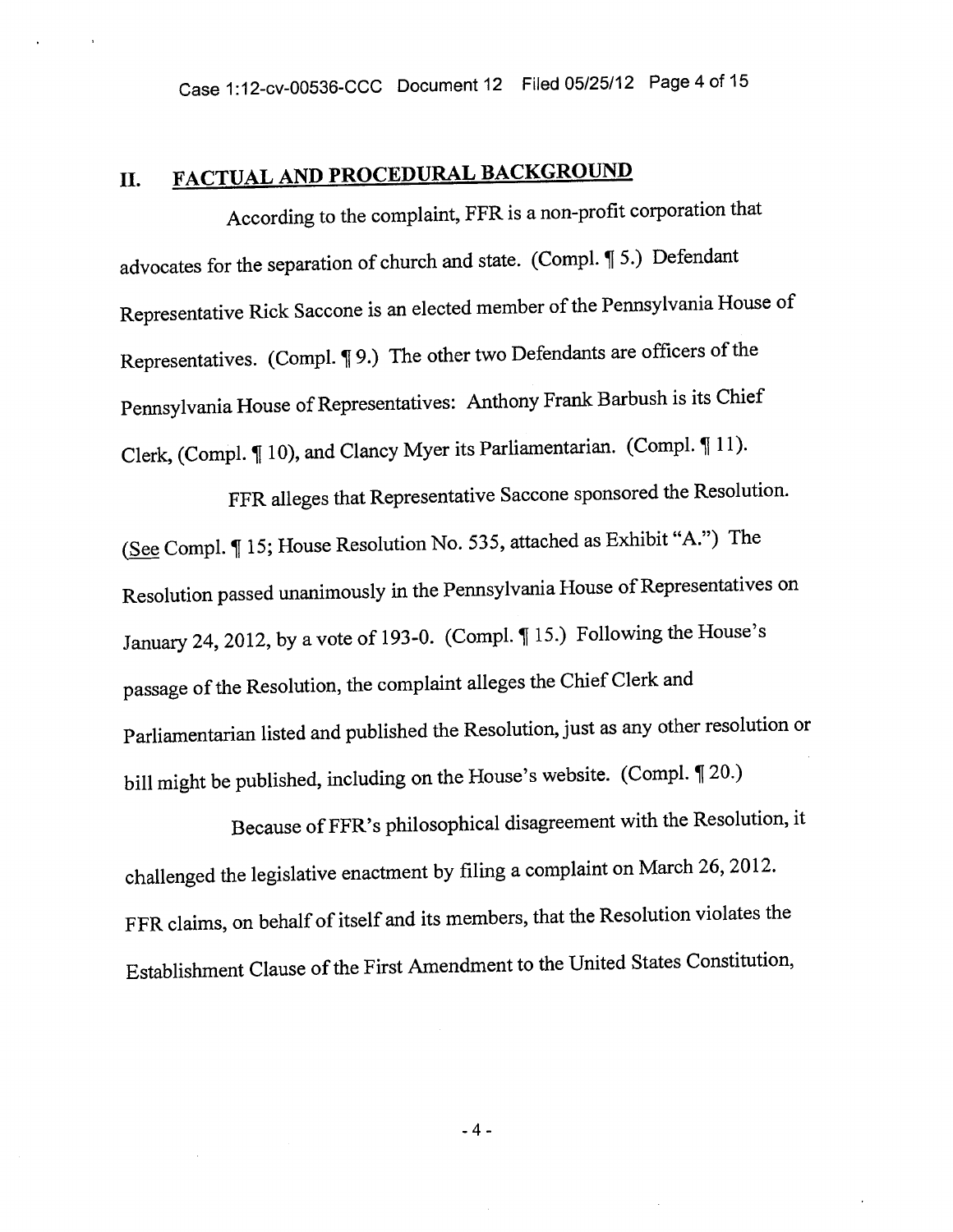## II. FACTUAL AND PROCEDURAL BACKGROUND

According to the complaint, FFR is a non-profit corporation that advocates for the separation of church and state. (Compl. ¶ 5.) Defendant Representative Rick Saccone is an elected member of the Pennsylvania House of Representatives. (Compl. ¶ 9.) The other two Defendants are officers of the Pennsylvania House of Representatives: Anthony Frank Barbush is its Chief Clerk, (Compl. ¶ 10), and Clancy Myer its Parliamentarian. (Compl. ¶ 11).

FFR alleges that Representative Saccone sponsored the Resolution. (See Compl. ¶ 15; House Resolution No. 535, attached as Exhibit "A.") The Resolution passed unanimously in the Pennsylvania House of Representatives on January 24, 2012, by a vote of 193-0. (Compl. ¶ 15.) Following the House's passage of the Resolution, the complaint alleges the Chief Clerk and Parliamentarian listed and published the Resolution, just as any other resolution or bill might be published, including on the House's website. (Compl. ¶ 20.)

Because of FFR's philosophical disagreement with the Resolution, it challenged the legislative enactment by filing a complaint on March 26, 2012. FFR claims, on behalf of itself and its members, that the Resolution violates the Establishment Clause of the First Amendment to the United States Constitution,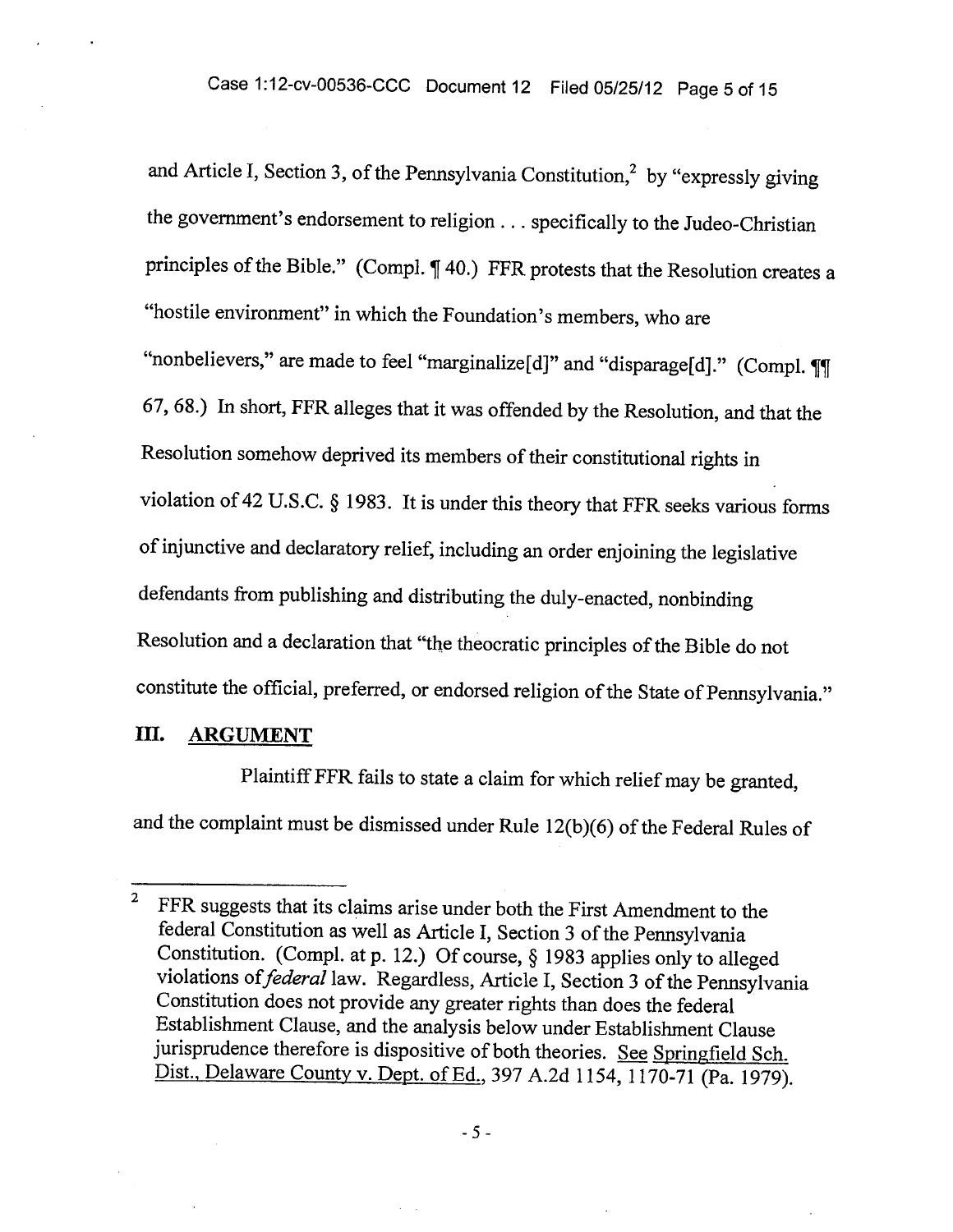and Article I, Section 3, of the Pennsylvania Constitution,[2] by "expressly giving the government's endorsement to religion . . . specifically to the Judeo-Christian principles of the Bible." (Compl. ¶ 40.) FFR protests that the Resolution creates a "hostile environment" in which the Foundation's members, who are "nonbelievers," are made to feel "marginalize[d]" and "disparage[d]." (Compl. ¶¶ 67, 68.) In short, FFR alleges that it was offended by the Resolution, and that the Resolution somehow deprived its members of their constitutional rights in violation of 42 U.S.C. § 1983. It is under this theory that FFR seeks various forms of injunctive and declaratory relief, including an order enjoining the legislative defendants from publishing and distributing the duly-enacted, nonbinding Resolution and a declaration that "the theocratic principles of the Bible do not constitute the official, preferred, or endorsed religion of the State of Pennsylvania."

## III. ARGUMENT

Plaintiff FFR fails to state a claim for which relief may be granted, and the complaint must be dismissed under Rule 12(b)(6) of the Federal Rules of

---

[2] FFR suggests that its claims arise under both the First Amendment to the federal Constitution as well as Article I, Section 3 of the Pennsylvania Constitution. (Compl. at p. 12.) Of course, § 1983 applies only to alleged violations of *federal* law. Regardless, Article I, Section 3 of the Pennsylvania Constitution does not provide any greater rights than does the federal Establishment Clause, and the analysis below under Establishment Clause jurisprudence therefore is dispositive of both theories. See Springfield Sch. Dist., Delaware County v. Dept. of Ed., 397 A.2d 1154, 1170-71 (Pa. 1979).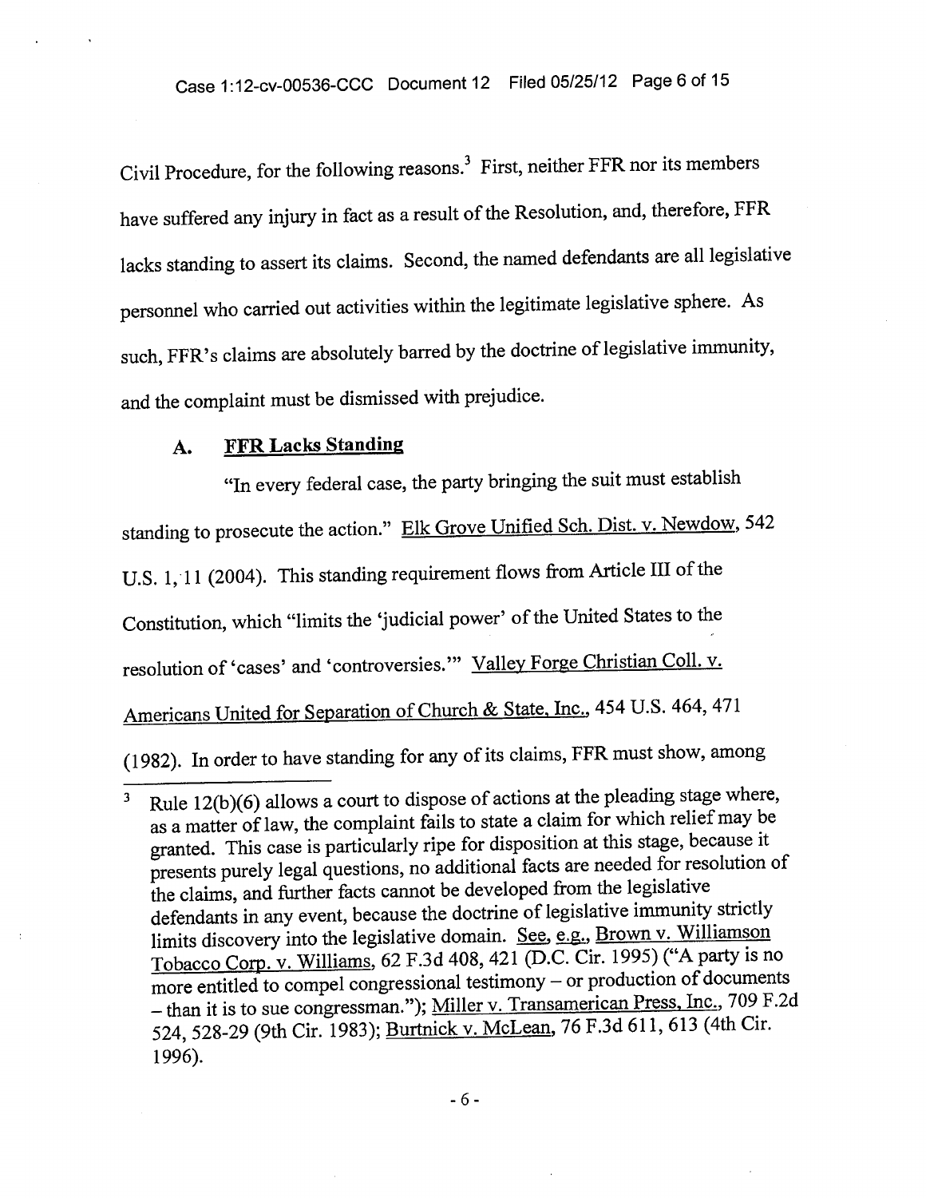Civil Procedure, for the following reasons.[3] First, neither FFR nor its members have suffered any injury in fact as a result of the Resolution, and, therefore, FFR lacks standing to assert its claims. Second, the named defendants are all legislative personnel who carried out activities within the legitimate legislative sphere. As such, FFR's claims are absolutely barred by the doctrine of legislative immunity, and the complaint must be dismissed with prejudice.

## A. FFR Lacks Standing

"In every federal case, the party bringing the suit must establish standing to prosecute the action." Elk Grove Unified Sch. Dist. v. Newdow, 542 U.S. 1, 11 (2004). This standing requirement flows from Article III of the Constitution, which "limits the 'judicial power' of the United States to the resolution of 'cases' and 'controversies.'" Valley Forge Christian Coll. v. Americans United for Separation of Church & State, Inc., 454 U.S. 464, 471 (1982). In order to have standing for any of its claims, FFR must show, among

---

[3] Rule 12(b)(6) allows a court to dispose of actions at the pleading stage where, as a matter of law, the complaint fails to state a claim for which relief may be granted. This case is particularly ripe for disposition at this stage, because it presents purely legal questions, no additional facts are needed for resolution of the claims, and further facts cannot be developed from the legislative defendants in any event, because the doctrine of legislative immunity strictly limits discovery into the legislative domain. See, e.g., Brown v. Williamson Tobacco Corp. v. Williams, 62 F.3d 408, 421 (D.C. Cir. 1995) ("A party is no more entitled to compel congressional testimony – or production of documents – than it is to sue congressman."); Miller v. Transamerican Press, Inc., 709 F.2d 524, 528-29 (9th Cir. 1983); Burtnick v. McLean, 76 F.3d 611, 613 (4th Cir. 1996).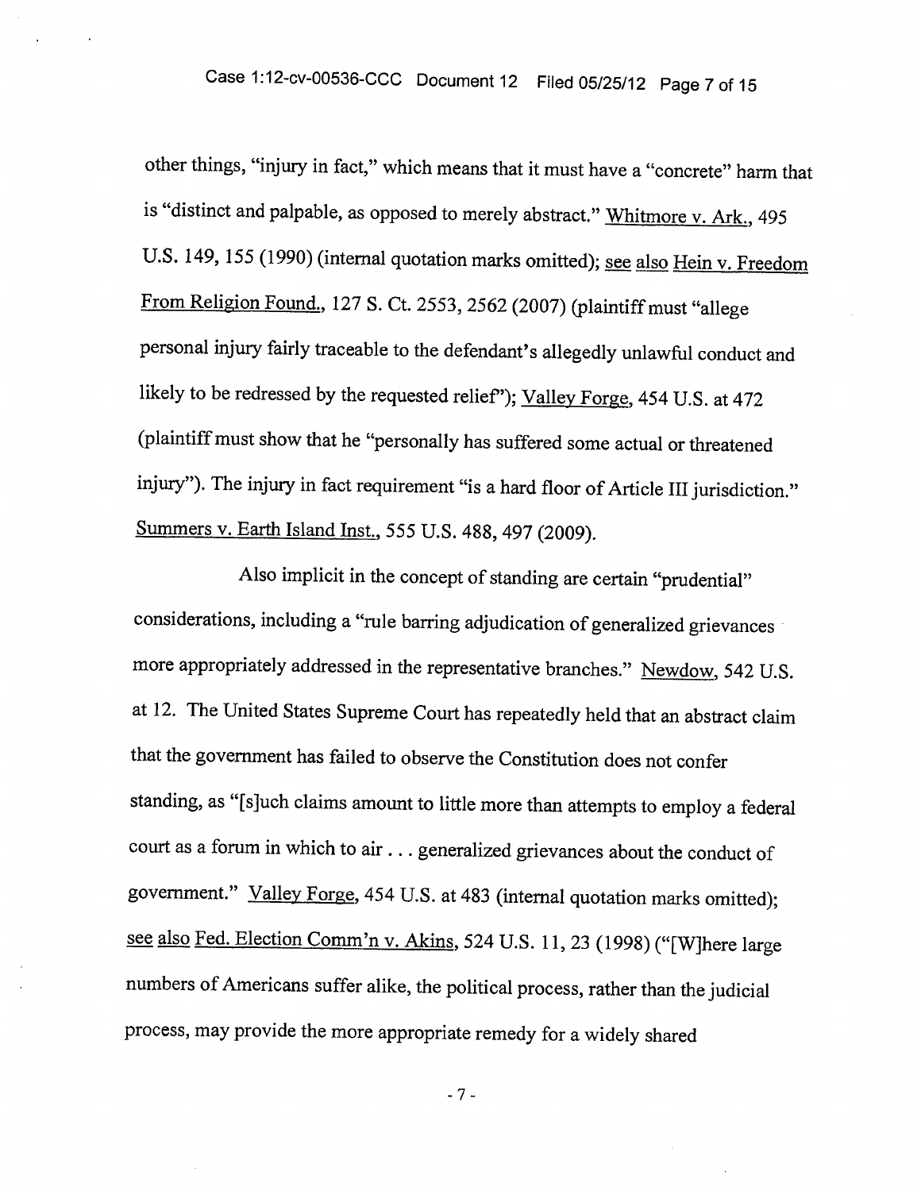other things, "injury in fact," which means that it must have a "concrete" harm that is "distinct and palpable, as opposed to merely abstract." Whitmore v. Ark., 495 U.S. 149, 155 (1990) (internal quotation marks omitted); see also Hein v. Freedom From Religion Found., 127 S. Ct. 2553, 2562 (2007) (plaintiff must "allege personal injury fairly traceable to the defendant's allegedly unlawful conduct and likely to be redressed by the requested relief"); Valley Forge, 454 U.S. at 472 (plaintiff must show that he "personally has suffered some actual or threatened injury"). The injury in fact requirement "is a hard floor of Article III jurisdiction." Summers v. Earth Island Inst., 555 U.S. 488, 497 (2009).

Also implicit in the concept of standing are certain "prudential" considerations, including a "rule barring adjudication of generalized grievances more appropriately addressed in the representative branches." Newdow, 542 U.S. at 12. The United States Supreme Court has repeatedly held that an abstract claim that the government has failed to observe the Constitution does not confer standing, as "[s]uch claims amount to little more than attempts to employ a federal court as a forum in which to air . . . generalized grievances about the conduct of government." Valley Forge, 454 U.S. at 483 (internal quotation marks omitted); see also Fed. Election Comm'n v. Akins, 524 U.S. 11, 23 (1998) ("[W]here large numbers of Americans suffer alike, the political process, rather than the judicial process, may provide the more appropriate remedy for a widely shared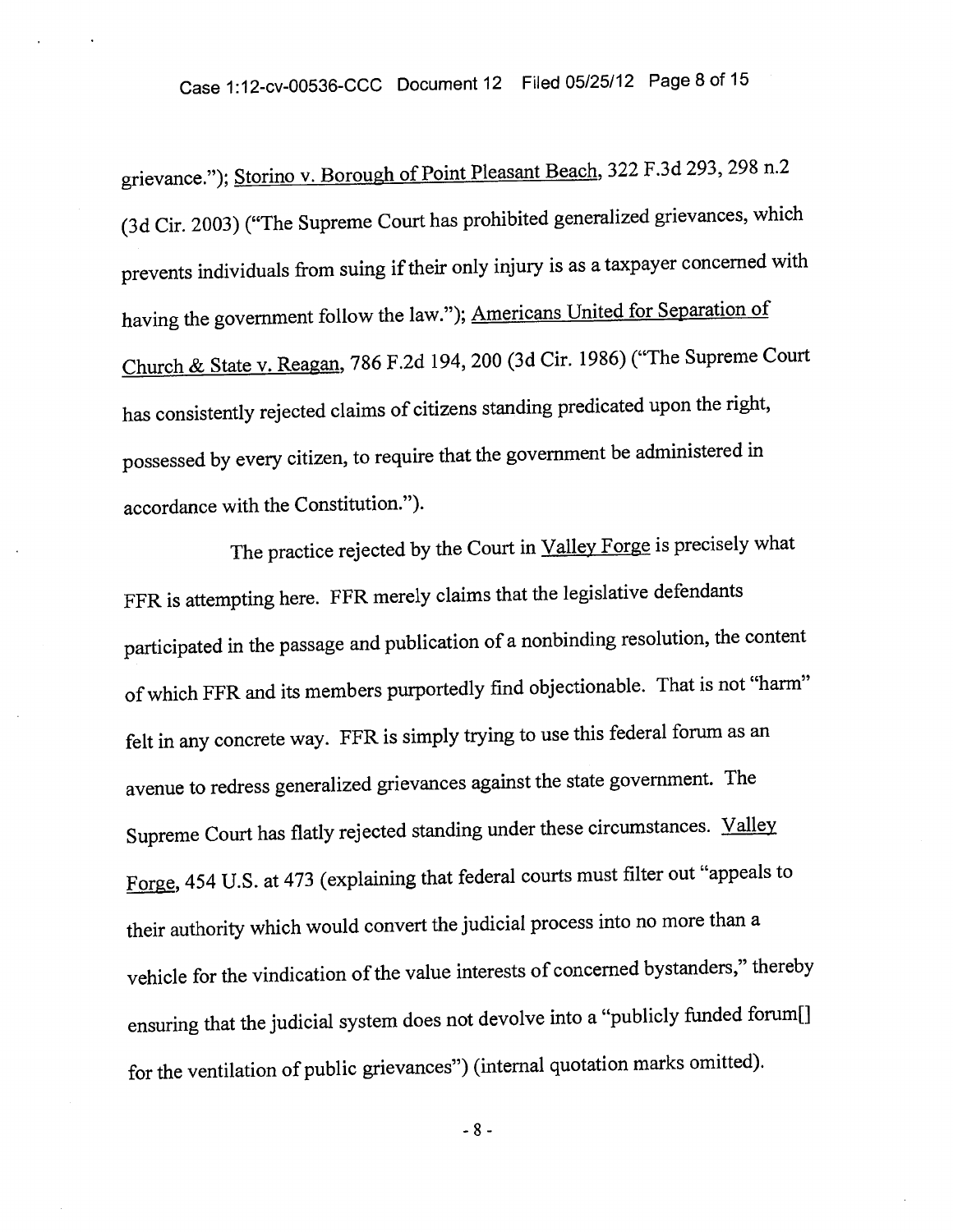grievance."); Storino v. Borough of Point Pleasant Beach, 322 F.3d 293, 298 n.2 (3d Cir. 2003) ("The Supreme Court has prohibited generalized grievances, which prevents individuals from suing if their only injury is as a taxpayer concerned with having the government follow the law."); Americans United for Separation of Church & State v. Reagan, 786 F.2d 194, 200 (3d Cir. 1986) ("The Supreme Court has consistently rejected claims of citizens standing predicated upon the right, possessed by every citizen, to require that the government be administered in accordance with the Constitution.").

The practice rejected by the Court in Valley Forge is precisely what FFR is attempting here. FFR merely claims that the legislative defendants participated in the passage and publication of a nonbinding resolution, the content of which FFR and its members purportedly find objectionable. That is not "harm" felt in any concrete way. FFR is simply trying to use this federal forum as an avenue to redress generalized grievances against the state government. The Supreme Court has flatly rejected standing under these circumstances. Valley Forge, 454 U.S. at 473 (explaining that federal courts must filter out "appeals to their authority which would convert the judicial process into no more than a vehicle for the vindication of the value interests of concerned bystanders," thereby ensuring that the judicial system does not devolve into a "publicly funded forum[] for the ventilation of public grievances") (internal quotation marks omitted).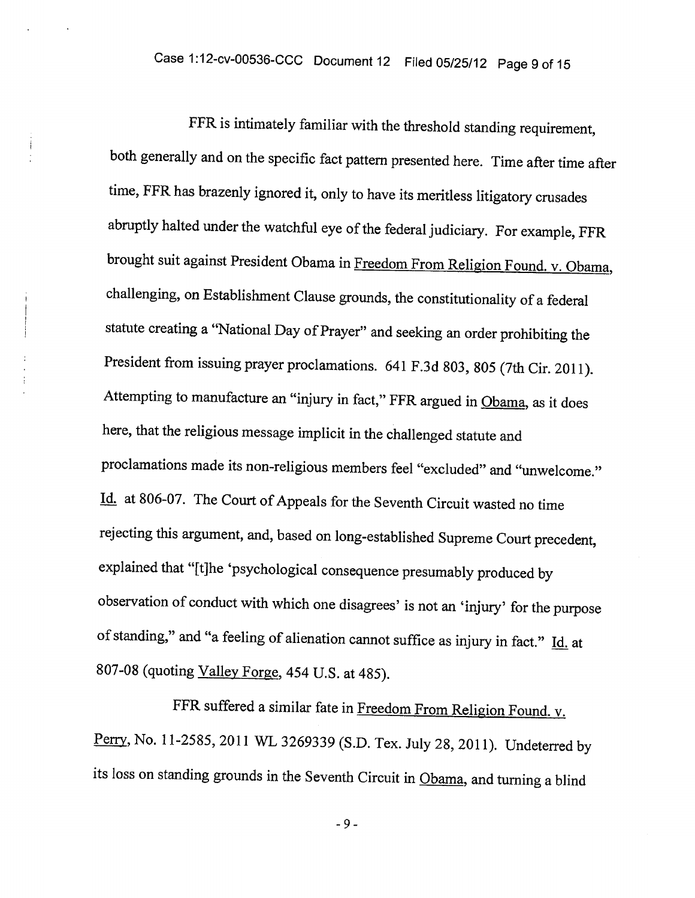FFR is intimately familiar with the threshold standing requirement, both generally and on the specific fact pattern presented here. Time after time after time, FFR has brazenly ignored it, only to have its meritless litigatory crusades abruptly halted under the watchful eye of the federal judiciary. For example, FFR brought suit against President Obama in Freedom From Religion Found. v. Obama, challenging, on Establishment Clause grounds, the constitutionality of a federal statute creating a "National Day of Prayer" and seeking an order prohibiting the President from issuing prayer proclamations. 641 F.3d 803, 805 (7th Cir. 2011). Attempting to manufacture an "injury in fact," FFR argued in Obama, as it does here, that the religious message implicit in the challenged statute and proclamations made its non-religious members feel "excluded" and "unwelcome." Id. at 806-07. The Court of Appeals for the Seventh Circuit wasted no time rejecting this argument, and, based on long-established Supreme Court precedent, explained that "[t]he 'psychological consequence presumably produced by observation of conduct with which one disagrees' is not an 'injury' for the purpose of standing," and "a feeling of alienation cannot suffice as injury in fact." Id. at 807-08 (quoting Valley Forge, 454 U.S. at 485).

FFR suffered a similar fate in Freedom From Religion Found. v. Perry, No. 11-2585, 2011 WL 3269339 (S.D. Tex. July 28, 2011). Undeterred by its loss on standing grounds in the Seventh Circuit in Obama, and turning a blind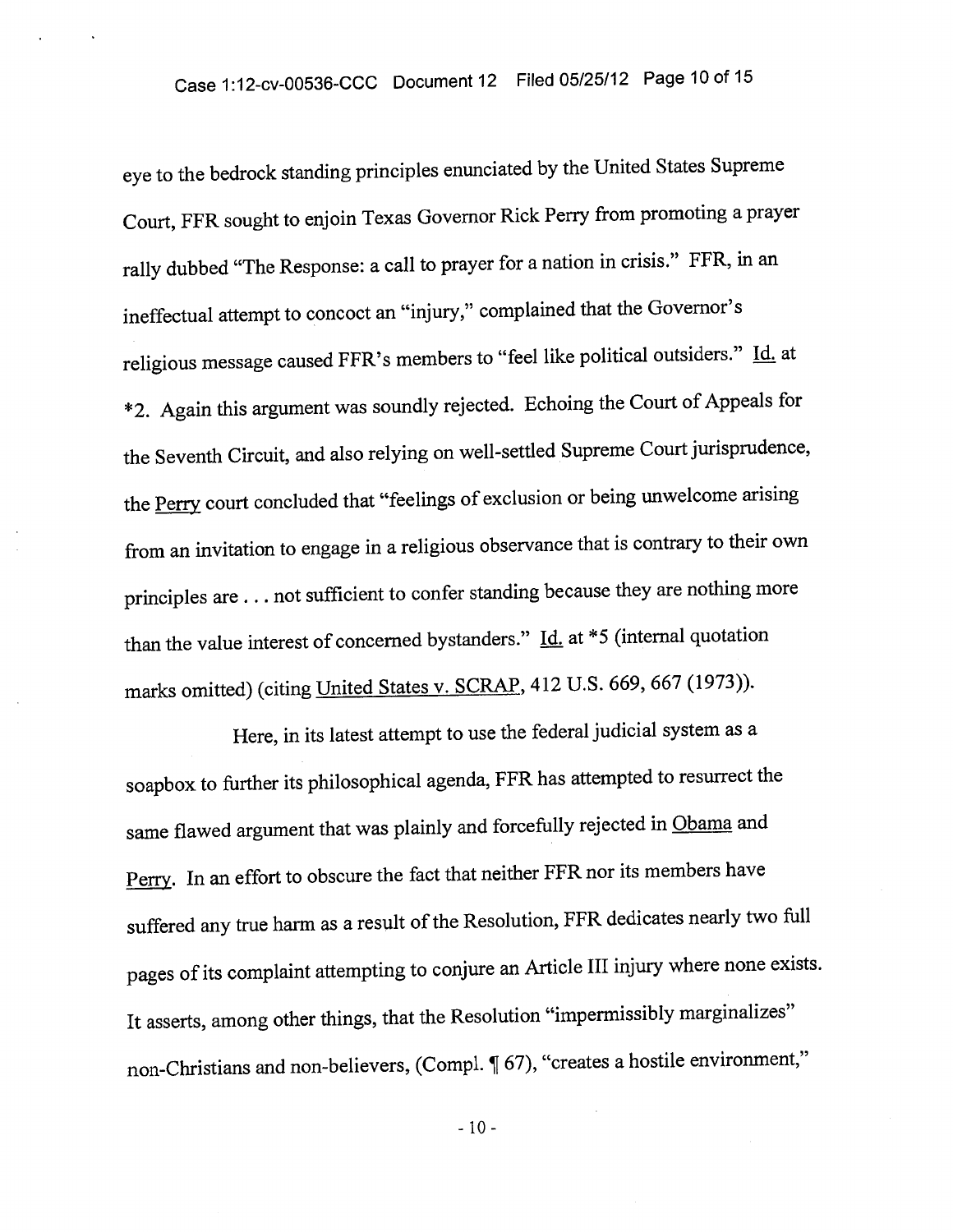eye to the bedrock standing principles enunciated by the United States Supreme Court, FFR sought to enjoin Texas Governor Rick Perry from promoting a prayer rally dubbed "The Response: a call to prayer for a nation in crisis." FFR, in an ineffectual attempt to concoct an "injury," complained that the Governor's religious message caused FFR's members to "feel like political outsiders." Id. at *2. Again this argument was soundly rejected. Echoing the Court of Appeals for the Seventh Circuit, and also relying on well-settled Supreme Court jurisprudence, the Perry court concluded that "feelings of exclusion or being unwelcome arising from an invitation to engage in a religious observance that is contrary to their own principles are . . . not sufficient to confer standing because they are nothing more than the value interest of concerned bystanders." Id. at *5 (internal quotation marks omitted) (citing United States v. SCRAP, 412 U.S. 669, 667 (1973)).

Here, in its latest attempt to use the federal judicial system as a soapbox to further its philosophical agenda, FFR has attempted to resurrect the same flawed argument that was plainly and forcefully rejected in Obama and Perry. In an effort to obscure the fact that neither FFR nor its members have suffered any true harm as a result of the Resolution, FFR dedicates nearly two full pages of its complaint attempting to conjure an Article III injury where none exists. It asserts, among other things, that the Resolution "impermissibly marginalizes" non-Christians and non-believers, (Compl. ¶ 67), "creates a hostile environment,"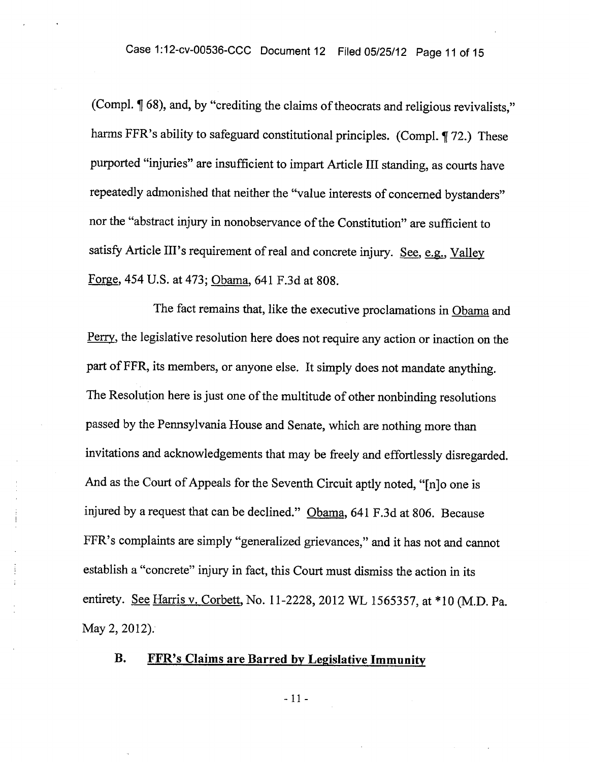(Compl. ¶ 68), and, by "crediting the claims of theocrats and religious revivalists," harms FFR's ability to safeguard constitutional principles. (Compl. ¶ 72.) These purported "injuries" are insufficient to impart Article III standing, as courts have repeatedly admonished that neither the "value interests of concerned bystanders" nor the "abstract injury in nonobservance of the Constitution" are sufficient to satisfy Article III's requirement of real and concrete injury. See, e.g., Valley Forge, 454 U.S. at 473; Obama, 641 F.3d at 808.

The fact remains that, like the executive proclamations in Obama and Perry, the legislative resolution here does not require any action or inaction on the part of FFR, its members, or anyone else. It simply does not mandate anything. The Resolution here is just one of the multitude of other nonbinding resolutions passed by the Pennsylvania House and Senate, which are nothing more than invitations and acknowledgements that may be freely and effortlessly disregarded. And as the Court of Appeals for the Seventh Circuit aptly noted, "[n]o one is injured by a request that can be declined." Obama, 641 F.3d at 806. Because FFR's complaints are simply "generalized grievances," and it has not and cannot establish a "concrete" injury in fact, this Court must dismiss the action in its entirety. See Harris v. Corbett, No. 11-2228, 2012 WL 1565357, at *10 (M.D. Pa. May 2, 2012).

### B. FFR's Claims are Barred by Legislative Immunity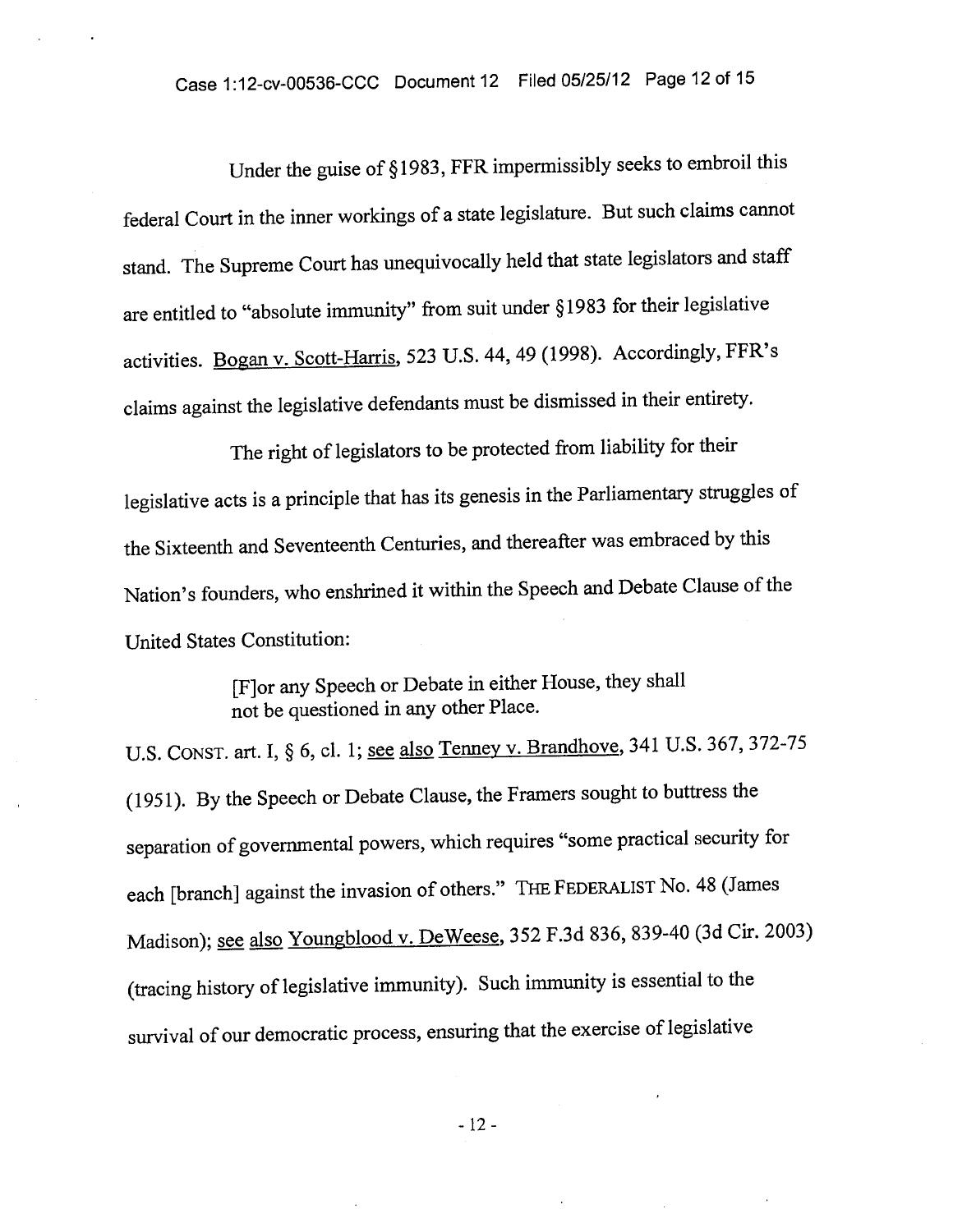Under the guise of §1983, FFR impermissibly seeks to embroil this federal Court in the inner workings of a state legislature. But such claims cannot stand. The Supreme Court has unequivocally held that state legislators and staff are entitled to "absolute immunity" from suit under §1983 for their legislative activities. Bogan v. Scott-Harris, 523 U.S. 44, 49 (1998). Accordingly, FFR's claims against the legislative defendants must be dismissed in their entirety.

The right of legislators to be protected from liability for their legislative acts is a principle that has its genesis in the Parliamentary struggles of the Sixteenth and Seventeenth Centuries, and thereafter was embraced by this Nation's founders, who enshrined it within the Speech and Debate Clause of the United States Constitution:

> [F]or any Speech or Debate in either House, they shall not be questioned in any other Place.

U.S. CONST. art. I, § 6, cl. 1; see also Tenney v. Brandhove, 341 U.S. 367, 372-75 (1951). By the Speech or Debate Clause, the Framers sought to buttress the separation of governmental powers, which requires "some practical security for each [branch] against the invasion of others." THE FEDERALIST No. 48 (James Madison); see also Youngblood v. DeWeese, 352 F.3d 836, 839-40 (3d Cir. 2003) (tracing history of legislative immunity). Such immunity is essential to the survival of our democratic process, ensuring that the exercise of legislative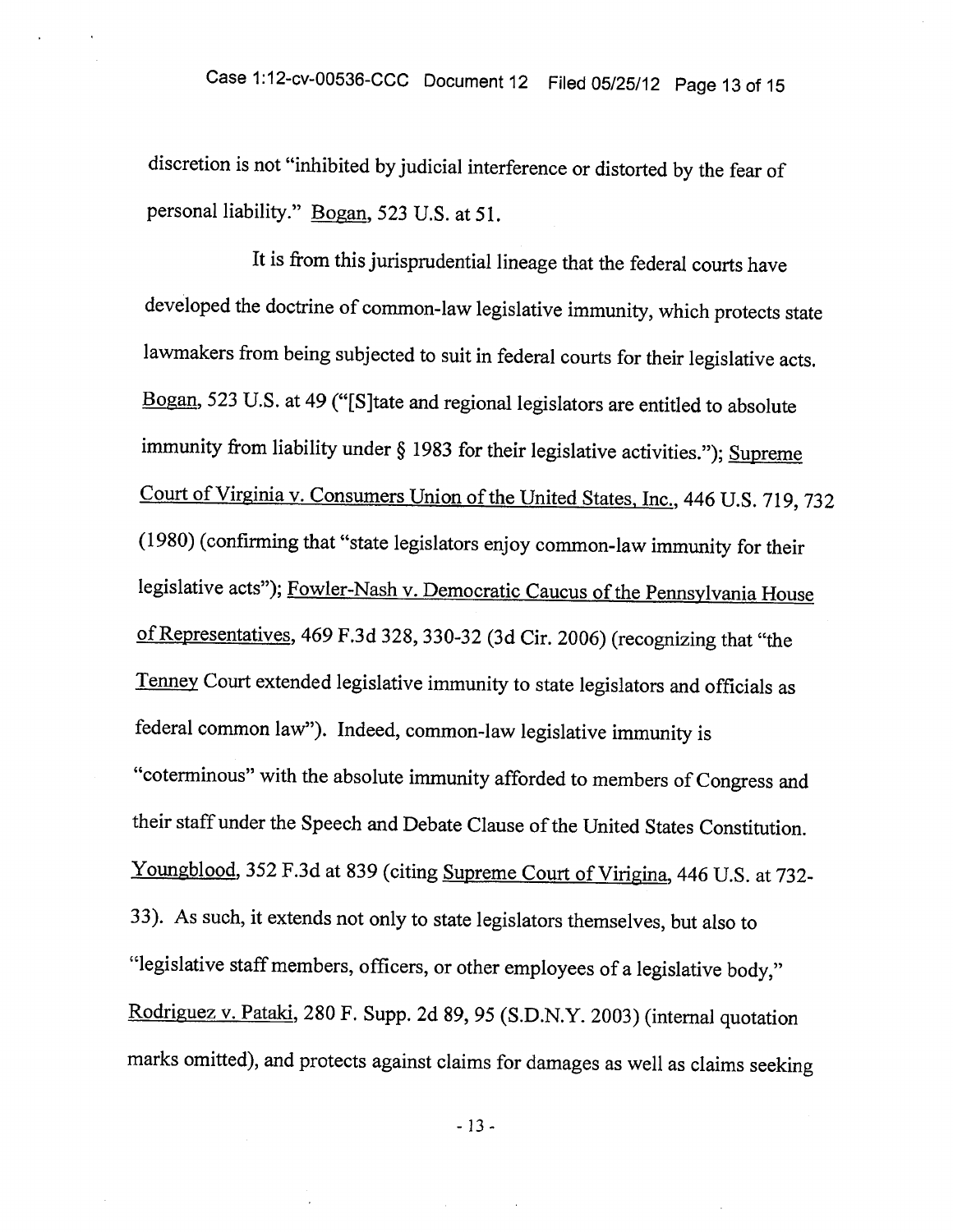discretion is not "inhibited by judicial interference or distorted by the fear of personal liability." Bogan, 523 U.S. at 51.

It is from this jurisprudential lineage that the federal courts have developed the doctrine of common-law legislative immunity, which protects state lawmakers from being subjected to suit in federal courts for their legislative acts. Bogan, 523 U.S. at 49 ("[S]tate and regional legislators are entitled to absolute immunity from liability under § 1983 for their legislative activities."); Supreme Court of Virginia v. Consumers Union of the United States, Inc., 446 U.S. 719, 732 (1980) (confirming that "state legislators enjoy common-law immunity for their legislative acts"); Fowler-Nash v. Democratic Caucus of the Pennsylvania House of Representatives, 469 F.3d 328, 330-32 (3d Cir. 2006) (recognizing that "the Tenney Court extended legislative immunity to state legislators and officials as federal common law"). Indeed, common-law legislative immunity is "coterminous" with the absolute immunity afforded to members of Congress and their staff under the Speech and Debate Clause of the United States Constitution. Youngblood, 352 F.3d at 839 (citing Supreme Court of Virigina, 446 U.S. at 732-33). As such, it extends not only to state legislators themselves, but also to "legislative staff members, officers, or other employees of a legislative body," Rodriguez v. Pataki, 280 F. Supp. 2d 89, 95 (S.D.N.Y. 2003) (internal quotation marks omitted), and protects against claims for damages as well as claims seeking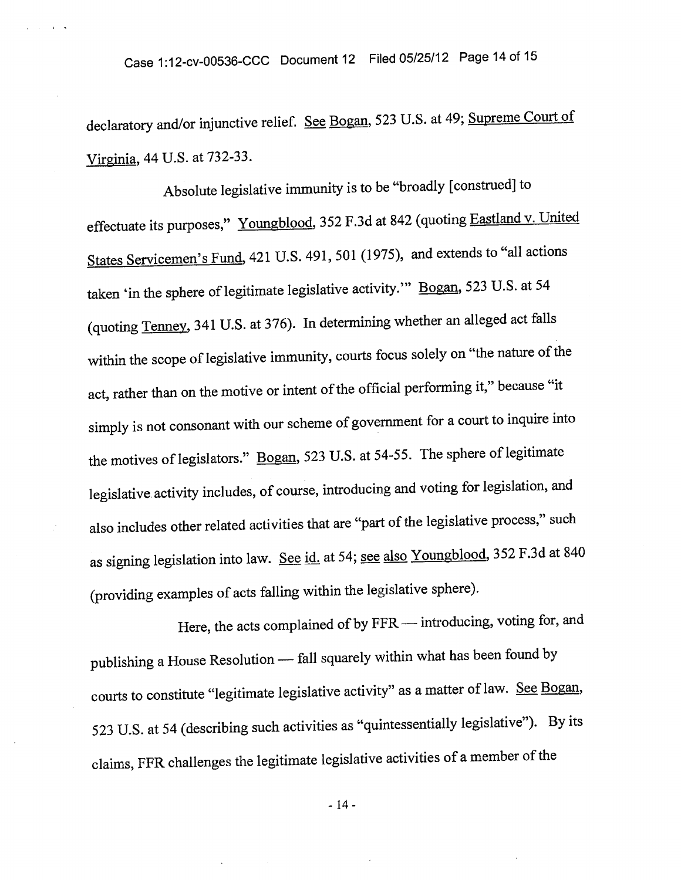declaratory and/or injunctive relief. See Bogan, 523 U.S. at 49; Supreme Court of Virginia, 44 U.S. at 732-33.

Absolute legislative immunity is to be "broadly [construed] to effectuate its purposes," Youngblood, 352 F.3d at 842 (quoting Eastland v. United States Servicemen's Fund, 421 U.S. 491, 501 (1975), and extends to "all actions taken 'in the sphere of legitimate legislative activity.'" Bogan, 523 U.S. at 54 (quoting Tenney, 341 U.S. at 376). In determining whether an alleged act falls within the scope of legislative immunity, courts focus solely on "the nature of the act, rather than on the motive or intent of the official performing it," because "it simply is not consonant with our scheme of government for a court to inquire into the motives of legislators." Bogan, 523 U.S. at 54-55. The sphere of legitimate legislative activity includes, of course, introducing and voting for legislation, and also includes other related activities that are "part of the legislative process," such as signing legislation into law. See id. at 54; see also Youngblood, 352 F.3d at 840 (providing examples of acts falling within the legislative sphere).

Here, the acts complained of by FFR — introducing, voting for, and publishing a House Resolution — fall squarely within what has been found by courts to constitute "legitimate legislative activity" as a matter of law. See Bogan, 523 U.S. at 54 (describing such activities as "quintessentially legislative"). By its claims, FFR challenges the legitimate legislative activities of a member of the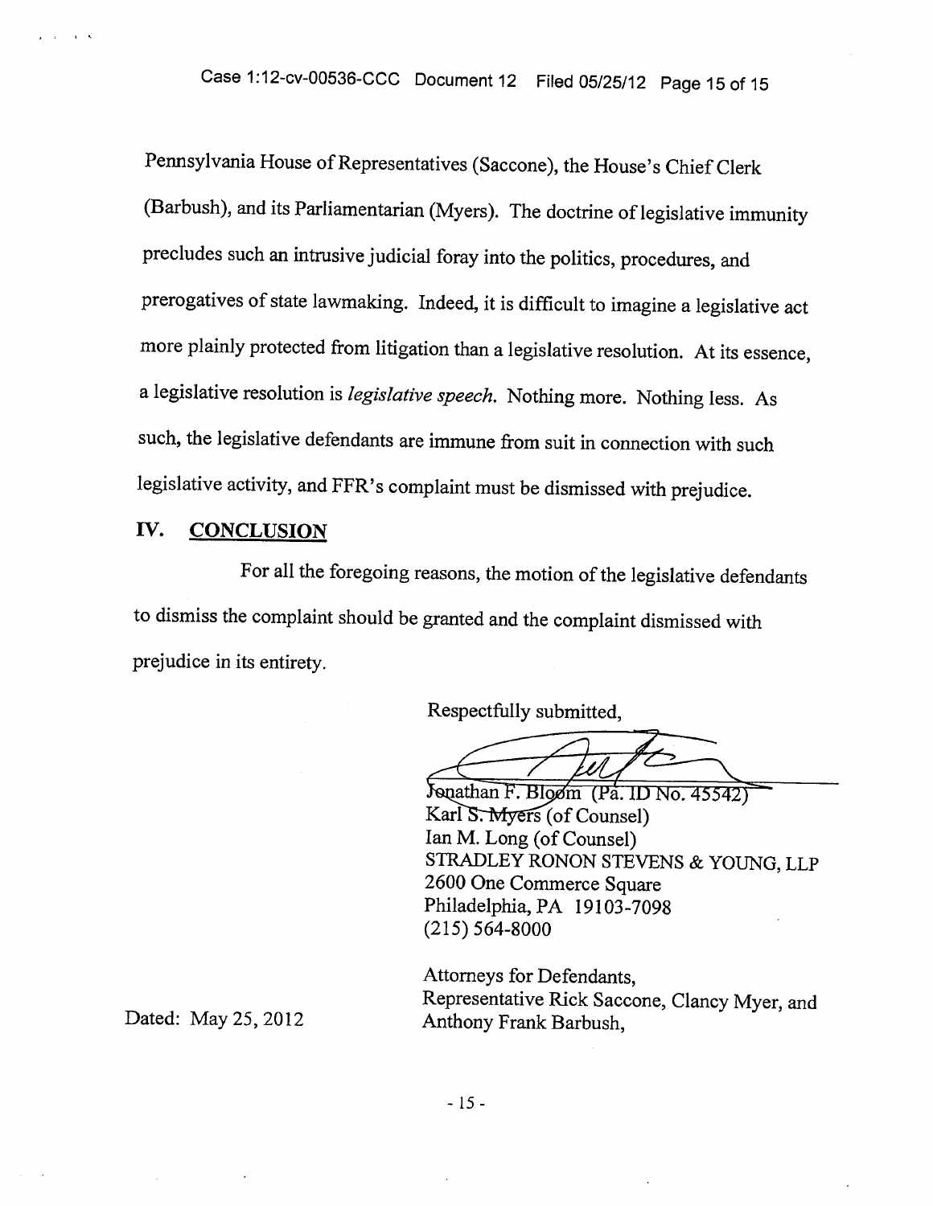Pennsylvania House of Representatives (Saccone), the House's Chief Clerk (Barbush), and its Parliamentarian (Myers). The doctrine of legislative immunity precludes such an intrusive judicial foray into the politics, procedures, and prerogatives of state lawmaking. Indeed, it is difficult to imagine a legislative act more plainly protected from litigation than a legislative resolution. At its essence, a legislative resolution is *legislative speech.* Nothing more. Nothing less. As such, the legislative defendants are immune from suit in connection with such legislative activity, and FFR's complaint must be dismissed with prejudice.

## IV. CONCLUSION

For all the foregoing reasons, the motion of the legislative defendants to dismiss the complaint should be granted and the complaint dismissed with prejudice in its entirety.

Respectfully submitted,

Jonathan F. Bloom (Pa. ID No. 45542)
Karl S. Myers (of Counsel)
Ian M. Long (of Counsel)
STRADLEY RONON STEVENS & YOUNG, LLP
2600 One Commerce Square
Philadelphia, PA 19103-7098
(215) 564-8000

Attorneys for Defendants,
Representative Rick Saccone, Clancy Myer, and Anthony Frank Barbush,

Dated: May 25, 2012